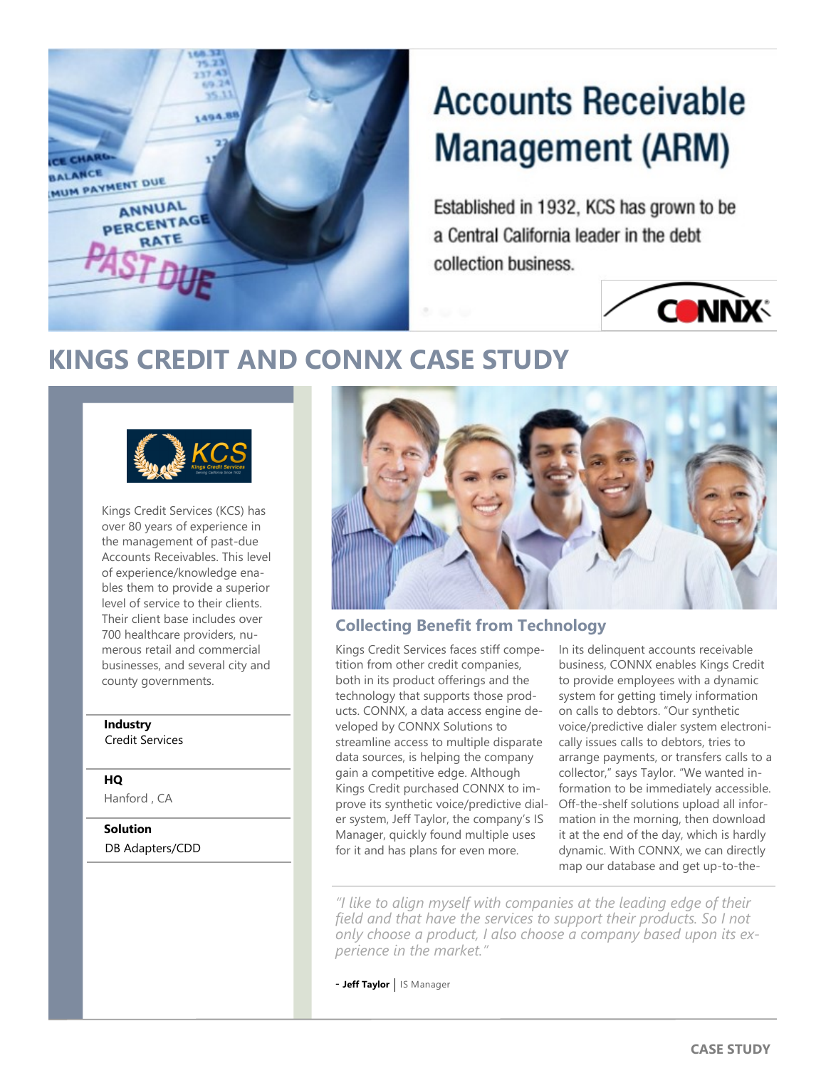# Accounts Receivable Management (ARM)

Established in 1932, KCS has grown to be a Central California leader in the debt collection business.

## KINGS CREDIT AND CONNX CASE STUDY

Kings Credit Services (KCS) has over 80 years of experience in the management of past-due Accounts Receivables. This level of experience/knowledge enables them to provide a superior level of service to their clients. Their client base includes over 700 healthcare providers, numerous retail and commercial businesses, and several city and county governments.

**Industry**
Credit Services

**HQ**
Hanford , CA

**Solution**
DB Adapters/CDD

### Collecting Benefit from Technology

Kings Credit Services faces stiff competition from other credit companies, both in its product offerings and the technology that supports those products. CONNX, a data access engine developed by CONNX Solutions to streamline access to multiple disparate data sources, is helping the company gain a competitive edge. Although Kings Credit purchased CONNX to improve its synthetic voice/predictive dialer system, Jeff Taylor, the company's IS Manager, quickly found multiple uses for it and has plans for even more.

In its delinquent accounts receivable business, CONNX enables Kings Credit to provide employees with a dynamic system for getting timely information on calls to debtors. "Our synthetic voice/predictive dialer system electronically issues calls to debtors, tries to arrange payments, or transfers calls to a collector," says Taylor. "We wanted information to be immediately accessible. Off-the-shelf solutions upload all information in the morning, then download it at the end of the day, which is hardly dynamic. With CONNX, we can directly map our database and get up-to-the-

*"I like to align myself with companies at the leading edge of their field and that have the services to support their products. So I not only choose a product, I also choose a company based upon its experience in the market."*

- **Jeff Taylor** | IS Manager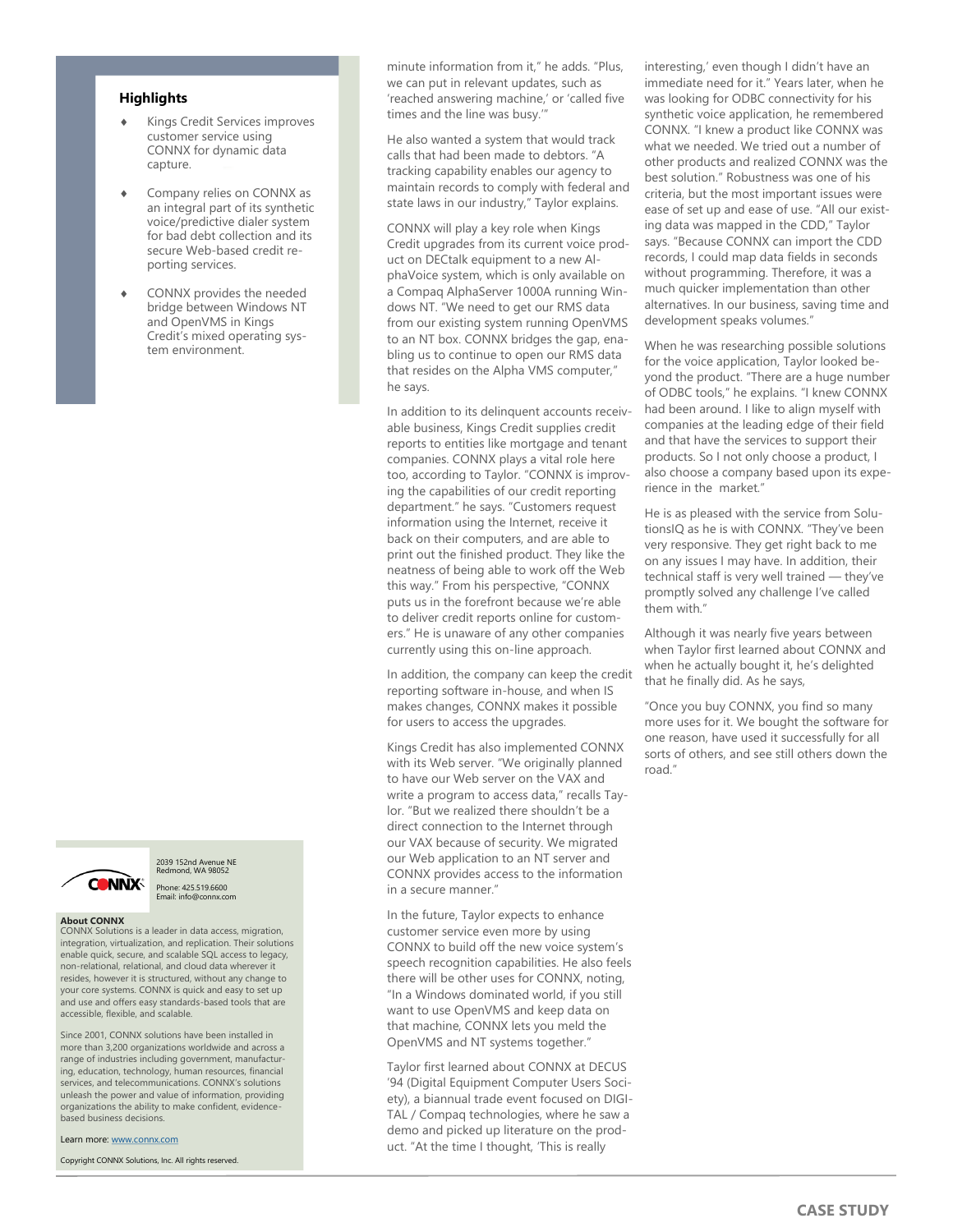## Highlights

- Kings Credit Services improves customer service using CONNX for dynamic data capture.
- Company relies on CONNX as an integral part of its synthetic voice/predictive dialer system for bad debt collection and its secure Web-based credit reporting services.
- CONNX provides the needed bridge between Windows NT and OpenVMS in Kings Credit's mixed operating system environment.

minute information from it," he adds. "Plus, we can put in relevant updates, such as 'reached answering machine,' or 'called five times and the line was busy.'"

He also wanted a system that would track calls that had been made to debtors. "A tracking capability enables our agency to maintain records to comply with federal and state laws in our industry," Taylor explains.

CONNX will play a key role when Kings Credit upgrades from its current voice product on DECtalk equipment to a new AlphaVoice system, which is only available on a Compaq AlphaServer 1000A running Windows NT. "We need to get our RMS data from our existing system running OpenVMS to an NT box. CONNX bridges the gap, enabling us to continue to open our RMS data that resides on the Alpha VMS computer," he says.

In addition to its delinquent accounts receivable business, Kings Credit supplies credit reports to entities like mortgage and tenant companies. CONNX plays a vital role here too, according to Taylor. "CONNX is improving the capabilities of our credit reporting department." he says. "Customers request information using the Internet, receive it back on their computers, and are able to print out the finished product. They like the neatness of being able to work off the Web this way." From his perspective, "CONNX puts us in the forefront because we're able to deliver credit reports online for customers." He is unaware of any other companies currently using this on-line approach.

In addition, the company can keep the credit reporting software in-house, and when IS makes changes, CONNX makes it possible for users to access the upgrades.

Kings Credit has also implemented CONNX with its Web server. "We originally planned to have our Web server on the VAX and write a program to access data," recalls Taylor. "But we realized there shouldn't be a direct connection to the Internet through our VAX because of security. We migrated our Web application to an NT server and CONNX provides access to the information in a secure manner."

In the future, Taylor expects to enhance customer service even more by using CONNX to build off the new voice system's speech recognition capabilities. He also feels there will be other uses for CONNX, noting, "In a Windows dominated world, if you still want to use OpenVMS and keep data on that machine, CONNX lets you meld the OpenVMS and NT systems together."

Taylor first learned about CONNX at DECUS '94 (Digital Equipment Computer Users Society), a biannual trade event focused on DIGITAL / Compaq technologies, where he saw a demo and picked up literature on the product. "At the time I thought, 'This is really interesting,' even though I didn't have an immediate need for it." Years later, when he was looking for ODBC connectivity for his synthetic voice application, he remembered CONNX. "I knew a product like CONNX was what we needed. We tried out a number of other products and realized CONNX was the best solution." Robustness was one of his criteria, but the most important issues were ease of set up and ease of use. "All our existing data was mapped in the CDD," Taylor says. "Because CONNX can import the CDD records, I could map data fields in seconds without programming. Therefore, it was a much quicker implementation than other alternatives. In our business, saving time and development speaks volumes."

When he was researching possible solutions for the voice application, Taylor looked beyond the product. "There are a huge number of ODBC tools," he explains. "I knew CONNX had been around. I like to align myself with companies at the leading edge of their field and that have the services to support their products. So I not only choose a product, I also choose a company based upon its experience in the market."

He is as pleased with the service from SolutionsIQ as he is with CONNX. "They've been very responsive. They get right back to me on any issues I may have. In addition, their technical staff is very well trained — they've promptly solved any challenge I've called them with."

Although it was nearly five years between when Taylor first learned about CONNX and when he actually bought it, he's delighted that he finally did. As he says,

"Once you buy CONNX, you find so many more uses for it. We bought the software for one reason, have used it successfully for all sorts of others, and see still others down the road."

CONNX

2039 152nd Avenue NE
Redmond, WA 98052

Phone: 425.519.6600
Email: info@connx.com

**About CONNX**
CONNX Solutions is a leader in data access, migration, integration, virtualization, and replication. Their solutions enable quick, secure, and scalable SQL access to legacy, non-relational, relational, and cloud data wherever it resides, however it is structured, without any change to your core systems. CONNX is quick and easy to set up and use and offers easy standards-based tools that are accessible, flexible, and scalable.

Since 2001, CONNX solutions have been installed in more than 3,200 organizations worldwide and across a range of industries including government, manufacturing, education, technology, human resources, financial services, and telecommunications. CONNX's solutions unleash the power and value of information, providing organizations the ability to make confident, evidence-based business decisions.

Learn more: [www.connx.com](http://www.connx.com)

Copyright CONNX Solutions, Inc. All rights reserved.

CASE STUDY